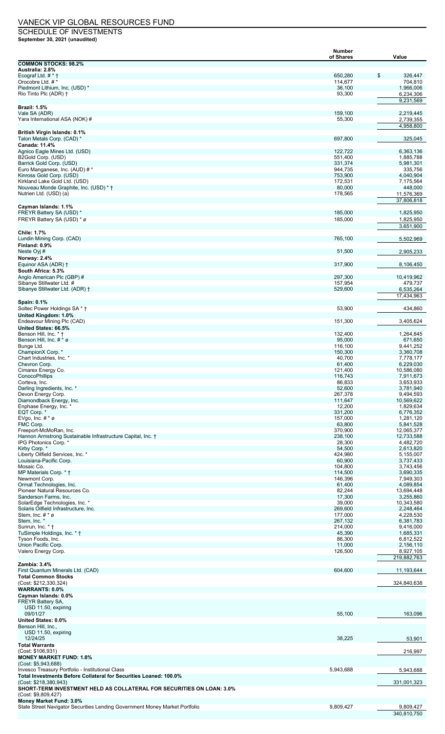# VANECK VIP GLOBAL RESOURCES FUND

## SCHEDULE OF INVESTMENTS

**September 30, 2021 (unaudited)**

| | Number of Shares | Value |
|---|---|---|
| **COMMON STOCKS: 98.2%** | | |
| **Australia: 2.8%** | | |
| Ecograf Ltd. # * † | 650,280 | $ 326,447 |
| Orocobre Ltd. # * | 114,677 | 704,810 |
| Piedmont Lithium, Inc. (USD) * | 36,100 | 1,966,006 |
| Rio Tinto Plc (ADR) † | 93,300 | 6,234,306 |
| | | 9,231,569 |
| **Brazil: 1.5%** | | |
| Vale SA (ADR) | 159,100 | 2,219,445 |
| Yara International ASA (NOK) # | 55,300 | 2,739,355 |
| | | 4,958,800 |
| **British Virgin Islands: 0.1%** | | |
| Talon Metals Corp. (CAD) * | 697,800 | 325,045 |
| **Canada: 11.4%** | | |
| Agnico Eagle Mines Ltd. (USD) | 122,722 | 6,363,136 |
| B2Gold Corp. (USD) | 551,400 | 1,885,788 |
| Barrick Gold Corp. (USD) | 331,374 | 5,981,301 |
| Euro Manganese, Inc. (AUD) # * | 944,735 | 335,756 |
| Kinross Gold Corp. (USD) | 753,900 | 4,040,904 |
| Kirkland Lake Gold Ltd. (USD) | 172,531 | 7,175,564 |
| Nouveau Monde Graphite, Inc. (USD) * † | 80,000 | 448,000 |
| Nutrien Ltd. (USD) (a) | 178,565 | 11,576,369 |
| | | 37,806,818 |
| **Cayman Islands: 1.1%** | | |
| FREYR Battery SA (USD) * | 185,000 | 1,825,950 |
| FREYR Battery SA (USD) * ø | 185,000 | 1,825,950 |
| | | 3,651,900 |
| **Chile: 1.7%** | | |
| Lundin Mining Corp. (CAD) | 765,100 | 5,502,969 |
| **Finland: 0.9%** | | |
| Neste Oyj # | 51,500 | 2,905,233 |
| **Norway: 2.4%** | | |
| Equinor ASA (ADR) † | 317,900 | 8,106,450 |
| **South Africa: 5.3%** | | |
| Anglo American Plc (GBP) # | 297,300 | 10,419,962 |
| Sibanye Stillwater Ltd. # | 157,954 | 479,737 |
| Sibanye Stillwater Ltd. (ADR) † | 529,600 | 6,535,264 |
| | | 17,434,963 |
| **Spain: 0.1%** | | |
| Soltec Power Holdings SA * † | 53,900 | 434,860 |
| **United Kingdom: 1.0%** | | |
| Endeavour Mining Plc (CAD) | 151,300 | 3,405,624 |
| **United States: 66.5%** | | |
| Benson Hill, Inc. * † | 132,400 | 1,264,845 |
| Benson Hill, Inc. # * ø | 95,000 | 671,650 |
| Bunge Ltd. | 116,100 | 9,441,252 |
| ChampionX Corp. * | 150,300 | 3,360,708 |
| Chart Industries, Inc. * | 40,700 | 7,778,177 |
| Chevron Corp. | 61,400 | 6,229,030 |
| Cimarex Energy Co. | 121,400 | 10,586,080 |
| ConocoPhillips | 116,743 | 7,911,673 |
| Corteva, Inc. | 86,833 | 3,653,933 |
| Darling Ingredients, Inc. * | 52,600 | 3,781,940 |
| Devon Energy Corp. | 267,378 | 9,494,593 |
| Diamondback Energy, Inc. | 111,647 | 10,569,622 |
| Enphase Energy, Inc. * | 12,200 | 1,829,634 |
| EQT Corp. * | 331,200 | 6,776,352 |
| EVgo, Inc. # * ø | 157,000 | 1,281,120 |
| FMC Corp. | 63,800 | 5,841,528 |
| Freeport-McMoRan, Inc. | 370,900 | 12,065,377 |
| Hannon Armstrong Sustainable Infrastructure Capital, Inc. † | 238,100 | 12,733,588 |
| IPG Photonics Corp. * | 28,300 | 4,482,720 |
| Kirby Corp. * | 54,500 | 2,613,820 |
| Liberty Oilfield Services, Inc. * | 424,980 | 5,155,007 |
| Louisiana-Pacific Corp. | 60,900 | 3,737,433 |
| Mosaic Co. | 104,800 | 3,743,456 |
| MP Materials Corp. * † | 114,500 | 3,690,335 |
| Newmont Corp. | 146,396 | 7,949,303 |
| Ormat Technologies, Inc. | 61,400 | 4,089,854 |
| Pioneer Natural Resources Co. | 82,244 | 13,694,448 |
| Sanderson Farms, Inc. | 17,300 | 3,255,860 |
| SolarEdge Technologies, Inc. * | 39,000 | 10,343,580 |
| Solaris Oilfield Infrastructure, Inc. | 269,600 | 2,248,464 |
| Stem, Inc. # * ø | 177,000 | 4,228,530 |
| Stem, Inc. * | 267,132 | 6,381,783 |
| Sunrun, Inc. * † | 214,000 | 9,416,000 |
| TuSimple Holdings, Inc. * † | 45,390 | 1,685,331 |
| Tyson Foods, Inc. | 86,300 | 6,812,522 |
| Union Pacific Corp. | 11,000 | 2,156,110 |
| Valero Energy Corp. | 126,500 | 8,927,105 |
| | | 219,882,763 |
| **Zambia: 3.4%** | | |
| First Quantum Minerals Ltd. (CAD) | 604,600 | 11,193,644 |
| **Total Common Stocks** (Cost: $212,330,324) | | 324,840,638 |
| **WARRANTS: 0.0%** | | |
| **Cayman Islands: 0.0%** | | |
| FREYR Battery SA, USD 11.50, expiring 09/01/27 | 55,100 | 163,096 |
| **United States: 0.0%** | | |
| Benson Hill, Inc., USD 11.50, expiring 12/24/25 | 38,225 | 53,901 |
| **Total Warrants** (Cost: $106,931) | | 216,997 |
| **MONEY MARKET FUND: 1.8%** (Cost: $5,943,688) | | |
| Invesco Treasury Portfolio - Institutional Class | 5,943,688 | 5,943,688 |
| **Total Investments Before Collateral for Securities Loaned: 100.0%** (Cost: $218,380,943) | | 331,001,323 |
| **SHORT-TERM INVESTMENT HELD AS COLLATERAL FOR SECURITIES ON LOAN: 3.0%** (Cost: $9,809,427) | | |
| **Money Market Fund: 3.0%** | | |
| State Street Navigator Securities Lending Government Money Market Portfolio | 9,809,427 | 9,809,427 |
| | | 340,810,750 |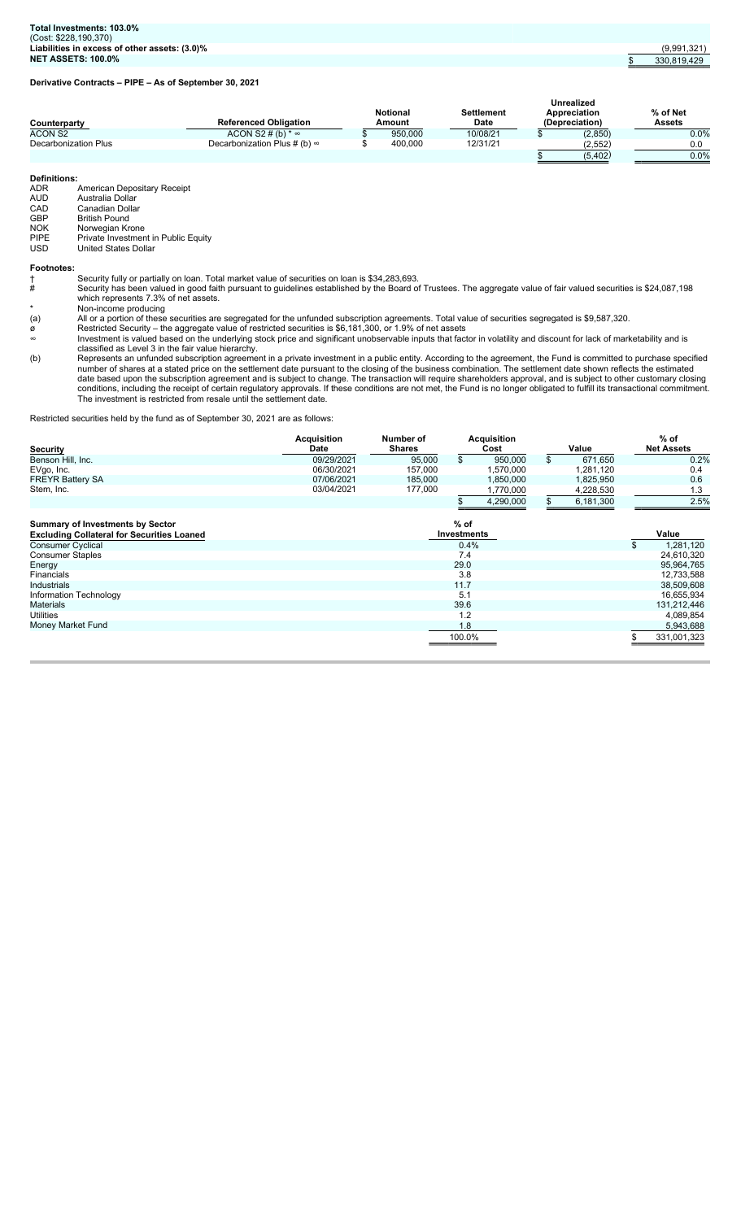| | |
|---|---|
| **Total Investments: 103.0%** | |
| (Cost: $228,190,370) | |
| **Liabilities in excess of other assets: (3.0)%** | (9,991,321) |
| **NET ASSETS: 100.0%** | $ 330,819,429 |

**Derivative Contracts – PIPE – As of September 30, 2021**

| Counterparty | Referenced Obligation | Notional Amount | Settlement Date | Unrealized Appreciation (Depreciation) | % of Net Assets |
|---|---|---|---|---|---|
| ACON S2 | ACON S2 # (b) * ∞ | $ 950,000 | 10/08/21 | $ (2,850) | 0.0% |
| Decarbonization Plus | Decarbonization Plus # (b) ∞ | $ 400,000 | 12/31/21 | (2,552) | 0.0 |
| | | | | $ (5,402) | 0.0% |

**Definitions:**

- ADR American Depositary Receipt
- AUD Australia Dollar
- CAD Canadian Dollar
- GBP British Pound
- NOK Norwegian Krone
- PIPE Private Investment in Public Equity
- USD United States Dollar

**Footnotes:**

- † Security fully or partially on loan. Total market value of securities on loan is $34,283,693.
- # Security has been valued in good faith pursuant to guidelines established by the Board of Trustees. The aggregate value of fair valued securities is $24,087,198 which represents 7.3% of net assets.
- * Non-income producing
- (a) All or a portion of these securities are segregated for the unfunded subscription agreements. Total value of securities segregated is $9,587,320.
- ø Restricted Security – the aggregate value of restricted securities is $6,181,300, or 1.9% of net assets
- ∞ Investment is valued based on the underlying stock price and significant unobservable inputs that factor in volatility and discount for lack of marketability and is classified as Level 3 in the fair value hierarchy.
- (b) Represents an unfunded subscription agreement in a private investment in a public entity. According to the agreement, the Fund is committed to purchase specified number of shares at a stated price on the settlement date pursuant to the closing of the business combination. The settlement date shown reflects the estimated date based upon the subscription agreement and is subject to change. The transaction will require shareholders approval, and is subject to other customary closing conditions, including the receipt of certain regulatory approvals. If these conditions are not met, the Fund is no longer obligated to fulfill its transactional commitment. The investment is restricted from resale until the settlement date.

Restricted securities held by the fund as of September 30, 2021 are as follows:

| Security | Acquisition Date | Number of Shares | Acquisition Cost | Value | % of Net Assets |
|---|---|---|---|---|---|
| Benson Hill, Inc. | 09/29/2021 | 95,000 | $ 950,000 | $ 671,650 | 0.2% |
| EVgo, Inc. | 06/30/2021 | 157,000 | 1,570,000 | 1,281,120 | 0.4 |
| FREYR Battery SA | 07/06/2021 | 185,000 | 1,850,000 | 1,825,950 | 0.6 |
| Stem, Inc. | 03/04/2021 | 177,000 | 1,770,000 | 4,228,530 | 1.3 |
| | | | $ 4,290,000 | $ 6,181,300 | 2.5% |

| Summary of Investments by Sector Excluding Collateral for Securities Loaned | % of Investments | Value |
|---|---|---|
| Consumer Cyclical | 0.4% | $ 1,281,120 |
| Consumer Staples | 7.4 | 24,610,320 |
| Energy | 29.0 | 95,964,765 |
| Financials | 3.8 | 12,733,588 |
| Industrials | 11.7 | 38,509,608 |
| Information Technology | 5.1 | 16,655,934 |
| Materials | 39.6 | 131,212,446 |
| Utilities | 1.2 | 4,089,854 |
| Money Market Fund | 1.8 | 5,943,688 |
| | 100.0% | $ 331,001,323 |